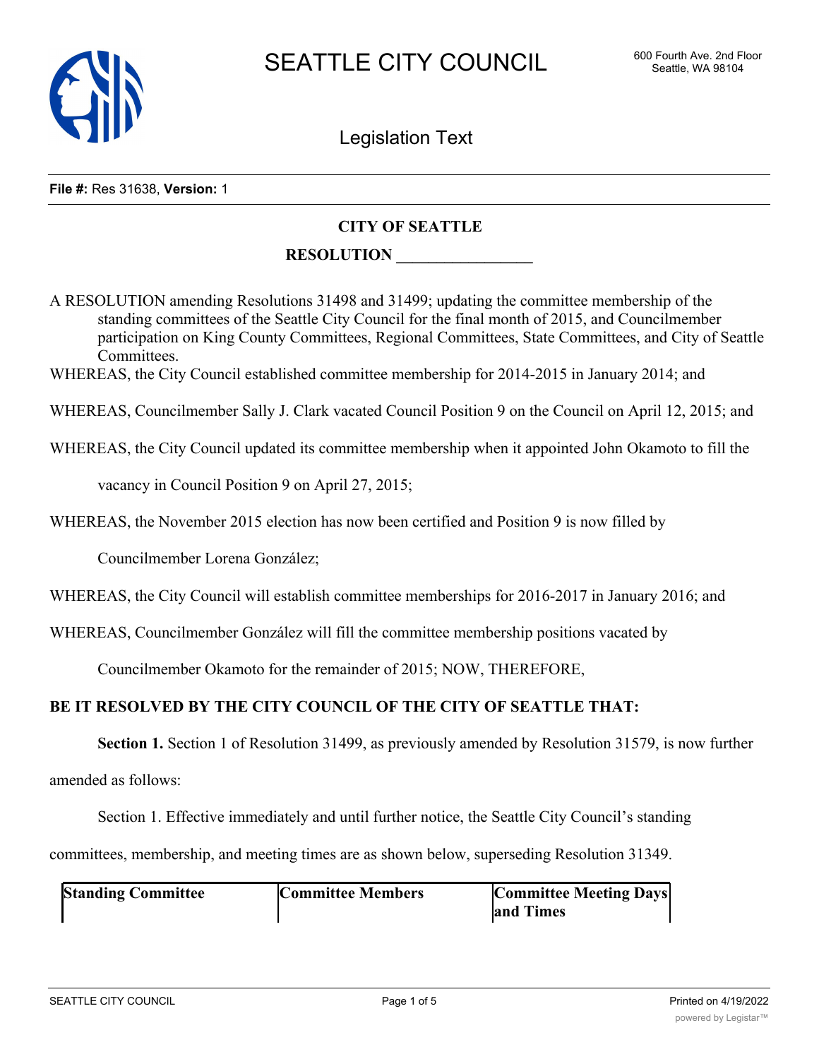# SEATTLE CITY COUNCIL

600 Fourth Ave. 2nd Floor
Seattle, WA 98104

## Legislation Text

**File #:** Res 31638, **Version:** 1

**CITY OF SEATTLE**

**RESOLUTION _________________**

A RESOLUTION amending Resolutions 31498 and 31499; updating the committee membership of the standing committees of the Seattle City Council for the final month of 2015, and Councilmember participation on King County Committees, Regional Committees, State Committees, and City of Seattle Committees.

WHEREAS, the City Council established committee membership for 2014-2015 in January 2014; and

WHEREAS, Councilmember Sally J. Clark vacated Council Position 9 on the Council on April 12, 2015; and

WHEREAS, the City Council updated its committee membership when it appointed John Okamoto to fill the vacancy in Council Position 9 on April 27, 2015;

WHEREAS, the November 2015 election has now been certified and Position 9 is now filled by Councilmember Lorena González;

WHEREAS, the City Council will establish committee memberships for 2016-2017 in January 2016; and

WHEREAS, Councilmember González will fill the committee membership positions vacated by Councilmember Okamoto for the remainder of 2015; NOW, THEREFORE,

**BE IT RESOLVED BY THE CITY COUNCIL OF THE CITY OF SEATTLE THAT:**

**Section 1.** Section 1 of Resolution 31499, as previously amended by Resolution 31579, is now further amended as follows:

Section 1. Effective immediately and until further notice, the Seattle City Council's standing committees, membership, and meeting times are as shown below, superseding Resolution 31349.

| Standing Committee | Committee Members | Committee Meeting Days and Times |
|---|---|---|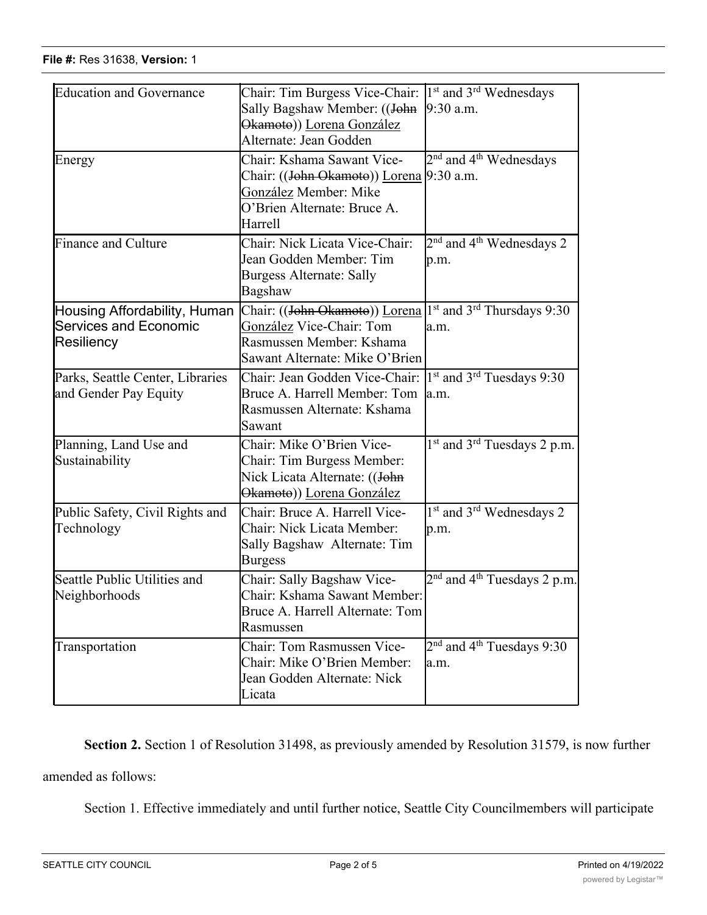| Education and Governance | Chair: Tim Burgess Vice-Chair: Sally Bagshaw Member: ((~~John Okamoto~~)) <u>Lorena González</u> Alternate: Jean Godden | 1st and 3rd Wednesdays 9:30 a.m. |
|---|---|---|
| Energy | Chair: Kshama Sawant Vice-Chair: ((~~John Okamoto~~)) <u>Lorena González</u> Member: Mike O'Brien Alternate: Bruce A. Harrell | 2nd and 4th Wednesdays 9:30 a.m. |
| Finance and Culture | Chair: Nick Licata Vice-Chair: Jean Godden Member: Tim Burgess Alternate: Sally Bagshaw | 2nd and 4th Wednesdays 2 p.m. |
| Housing Affordability, Human Services and Economic Resiliency | Chair: ((~~John Okamoto~~)) <u>Lorena González</u> Vice-Chair: Tom Rasmussen Member: Kshama Sawant Alternate: Mike O'Brien | 1st and 3rd Thursdays 9:30 a.m. |
| Parks, Seattle Center, Libraries and Gender Pay Equity | Chair: Jean Godden Vice-Chair: Bruce A. Harrell Member: Tom Rasmussen Alternate: Kshama Sawant | 1st and 3rd Tuesdays 9:30 a.m. |
| Planning, Land Use and Sustainability | Chair: Mike O'Brien Vice-Chair: Tim Burgess Member: Nick Licata Alternate: ((~~John Okamoto~~)) <u>Lorena González</u> | 1st and 3rd Tuesdays 2 p.m. |
| Public Safety, Civil Rights and Technology | Chair: Bruce A. Harrell Vice-Chair: Nick Licata Member: Sally Bagshaw Alternate: Tim Burgess | 1st and 3rd Wednesdays 2 p.m. |
| Seattle Public Utilities and Neighborhoods | Chair: Sally Bagshaw Vice-Chair: Kshama Sawant Member: Bruce A. Harrell Alternate: Tom Rasmussen | 2nd and 4th Tuesdays 2 p.m. |
| Transportation | Chair: Tom Rasmussen Vice-Chair: Mike O'Brien Member: Jean Godden Alternate: Nick Licata | 2nd and 4th Tuesdays 9:30 a.m. |

**Section 2.** Section 1 of Resolution 31498, as previously amended by Resolution 31579, is now further amended as follows:

Section 1. Effective immediately and until further notice, Seattle City Councilmembers will participate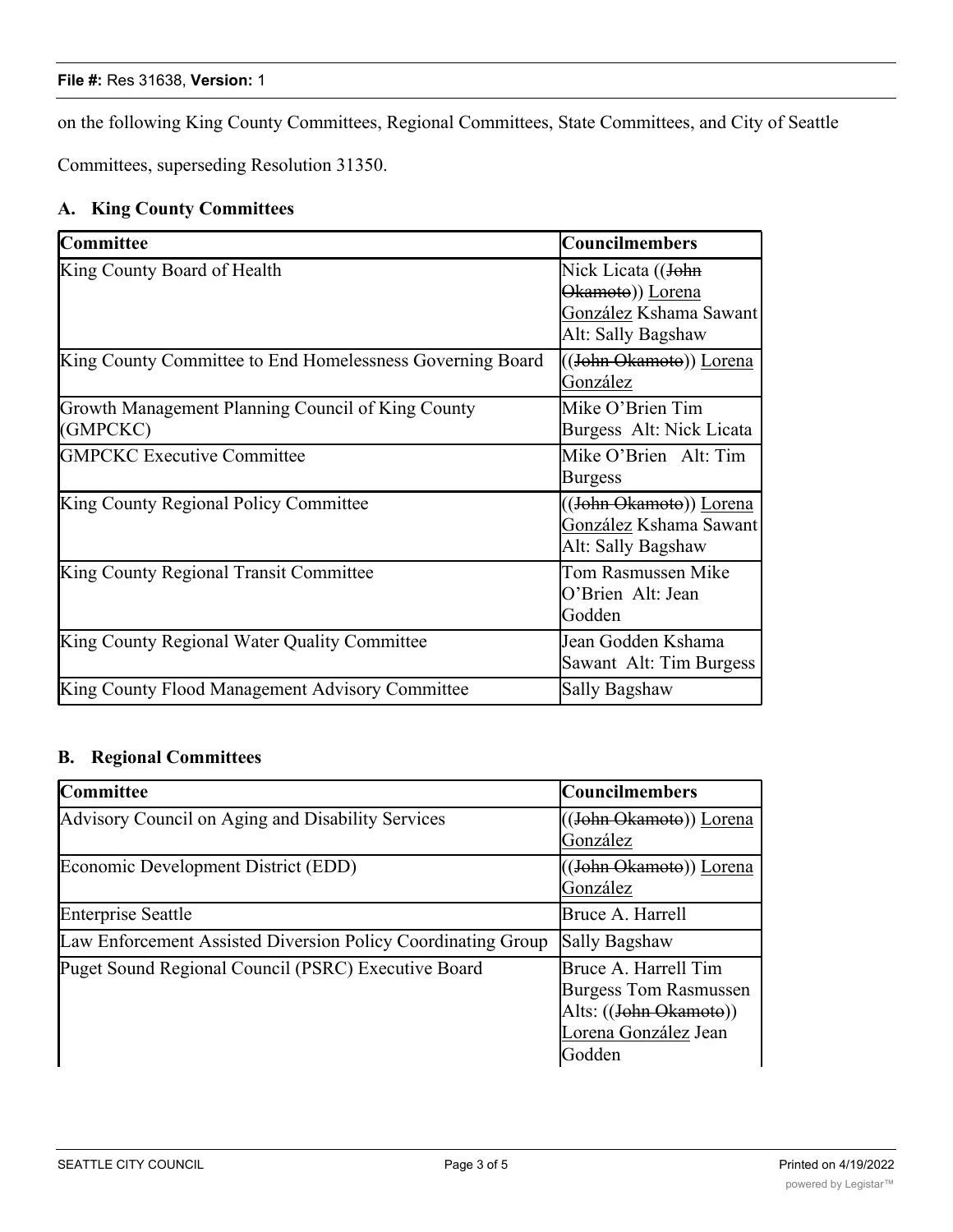on the following King County Committees, Regional Committees, State Committees, and City of Seattle Committees, superseding Resolution 31350.

### A. King County Committees

| Committee | Councilmembers |
|---|---|
| King County Board of Health | Nick Licata ((~~John Okamoto~~)) Lorena González Kshama Sawant Alt: Sally Bagshaw |
| King County Committee to End Homelessness Governing Board | ((~~John Okamoto~~)) Lorena González |
| Growth Management Planning Council of King County (GMPCKC) | Mike O'Brien Tim Burgess Alt: Nick Licata |
| GMPCKC Executive Committee | Mike O'Brien Alt: Tim Burgess |
| King County Regional Policy Committee | ((~~John Okamoto~~)) Lorena González Kshama Sawant Alt: Sally Bagshaw |
| King County Regional Transit Committee | Tom Rasmussen Mike O'Brien Alt: Jean Godden |
| King County Regional Water Quality Committee | Jean Godden Kshama Sawant Alt: Tim Burgess |
| King County Flood Management Advisory Committee | Sally Bagshaw |

### B. Regional Committees

| Committee | Councilmembers |
|---|---|
| Advisory Council on Aging and Disability Services | ((~~John Okamoto~~)) Lorena González |
| Economic Development District (EDD) | ((~~John Okamoto~~)) Lorena González |
| Enterprise Seattle | Bruce A. Harrell |
| Law Enforcement Assisted Diversion Policy Coordinating Group | Sally Bagshaw |
| Puget Sound Regional Council (PSRC) Executive Board | Bruce A. Harrell Tim Burgess Tom Rasmussen Alts: ((~~John Okamoto~~)) Lorena González Jean Godden |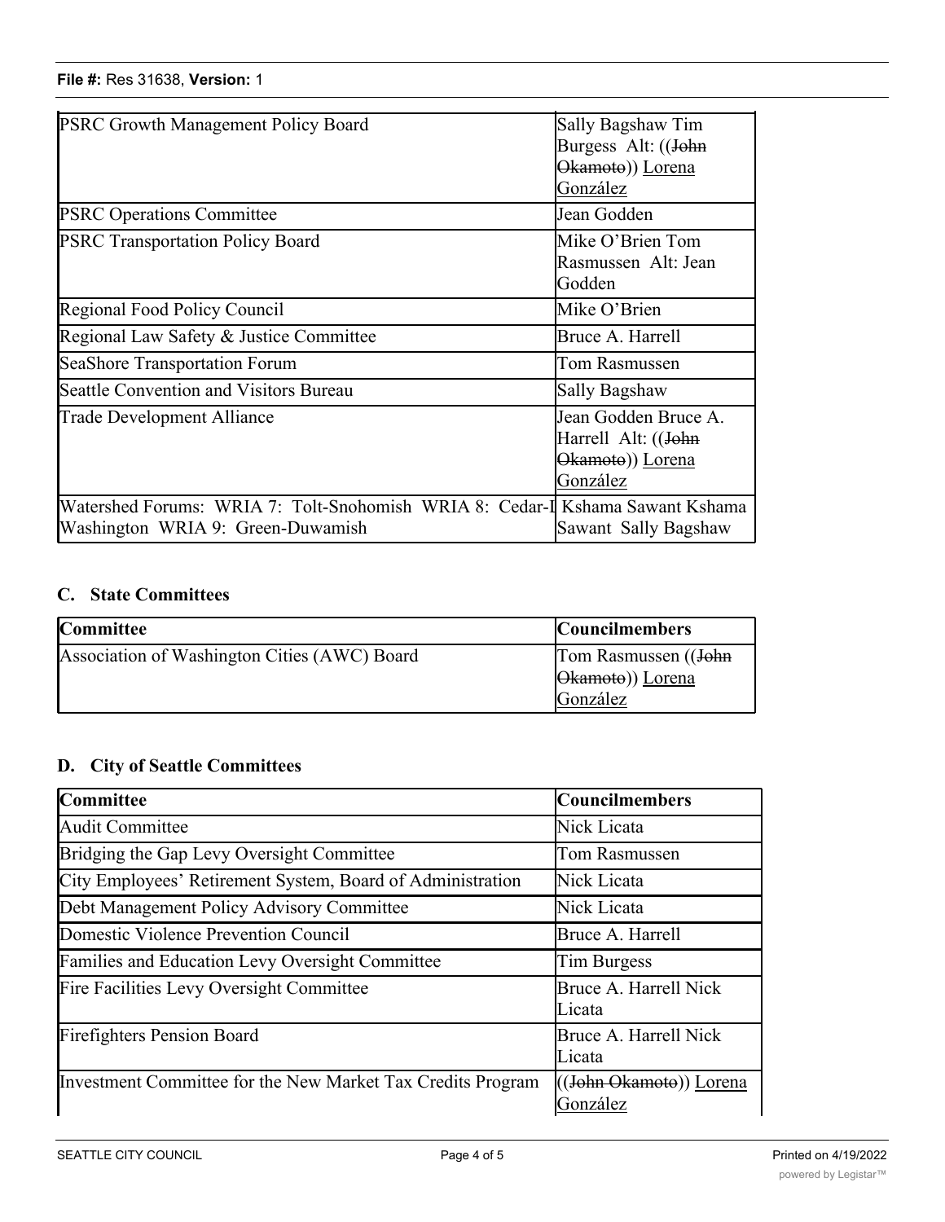| PSRC Growth Management Policy Board | Sally Bagshaw Tim Burgess Alt: ((~~John Okamoto~~)) <u>Lorena González</u> |
| --- | --- |
| PSRC Operations Committee | Jean Godden |
| PSRC Transportation Policy Board | Mike O'Brien Tom Rasmussen Alt: Jean Godden |
| Regional Food Policy Council | Mike O'Brien |
| Regional Law Safety & Justice Committee | Bruce A. Harrell |
| SeaShore Transportation Forum | Tom Rasmussen |
| Seattle Convention and Visitors Bureau | Sally Bagshaw |
| Trade Development Alliance | Jean Godden Bruce A. Harrell Alt: ((~~John Okamoto~~)) <u>Lorena González</u> |
| Watershed Forums: WRIA 7: Tolt-Snohomish WRIA 8: Cedar-Lake Washington WRIA 9: Green-Duwamish | Kshama Sawant Kshama Sawant Sally Bagshaw |

## C. State Committees

| Committee | Councilmembers |
| --- | --- |
| Association of Washington Cities (AWC) Board | Tom Rasmussen ((~~John Okamoto~~)) <u>Lorena González</u> |

## D. City of Seattle Committees

| Committee | Councilmembers |
| --- | --- |
| Audit Committee | Nick Licata |
| Bridging the Gap Levy Oversight Committee | Tom Rasmussen |
| City Employees' Retirement System, Board of Administration | Nick Licata |
| Debt Management Policy Advisory Committee | Nick Licata |
| Domestic Violence Prevention Council | Bruce A. Harrell |
| Families and Education Levy Oversight Committee | Tim Burgess |
| Fire Facilities Levy Oversight Committee | Bruce A. Harrell Nick Licata |
| Firefighters Pension Board | Bruce A. Harrell Nick Licata |
| Investment Committee for the New Market Tax Credits Program | ((~~John Okamoto~~)) <u>Lorena González</u> |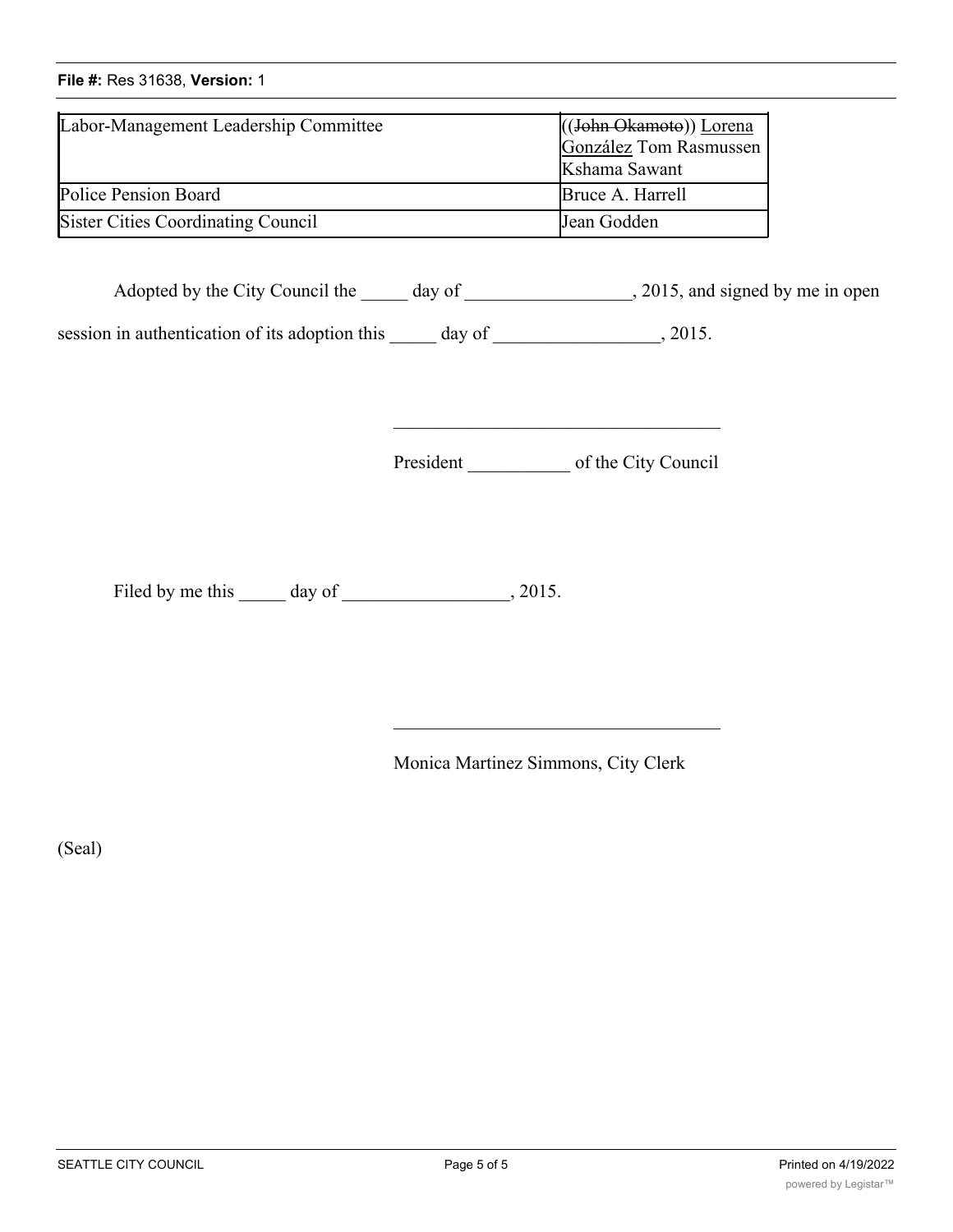| | |
|---|---|
| Labor-Management Leadership Committee | ((~~John Okamoto~~)) <u>Lorena González</u> Tom Rasmussen Kshama Sawant |
| Police Pension Board | Bruce A. Harrell |
| Sister Cities Coordinating Council | Jean Godden |

Adopted by the City Council the _____ day of __________________, 2015, and signed by me in open session in authentication of its adoption this _____ day of __________________, 2015.

____________________________________

President ___________ of the City Council

Filed by me this _____ day of __________________, 2015.

____________________________________

Monica Martinez Simmons, City Clerk

(Seal)